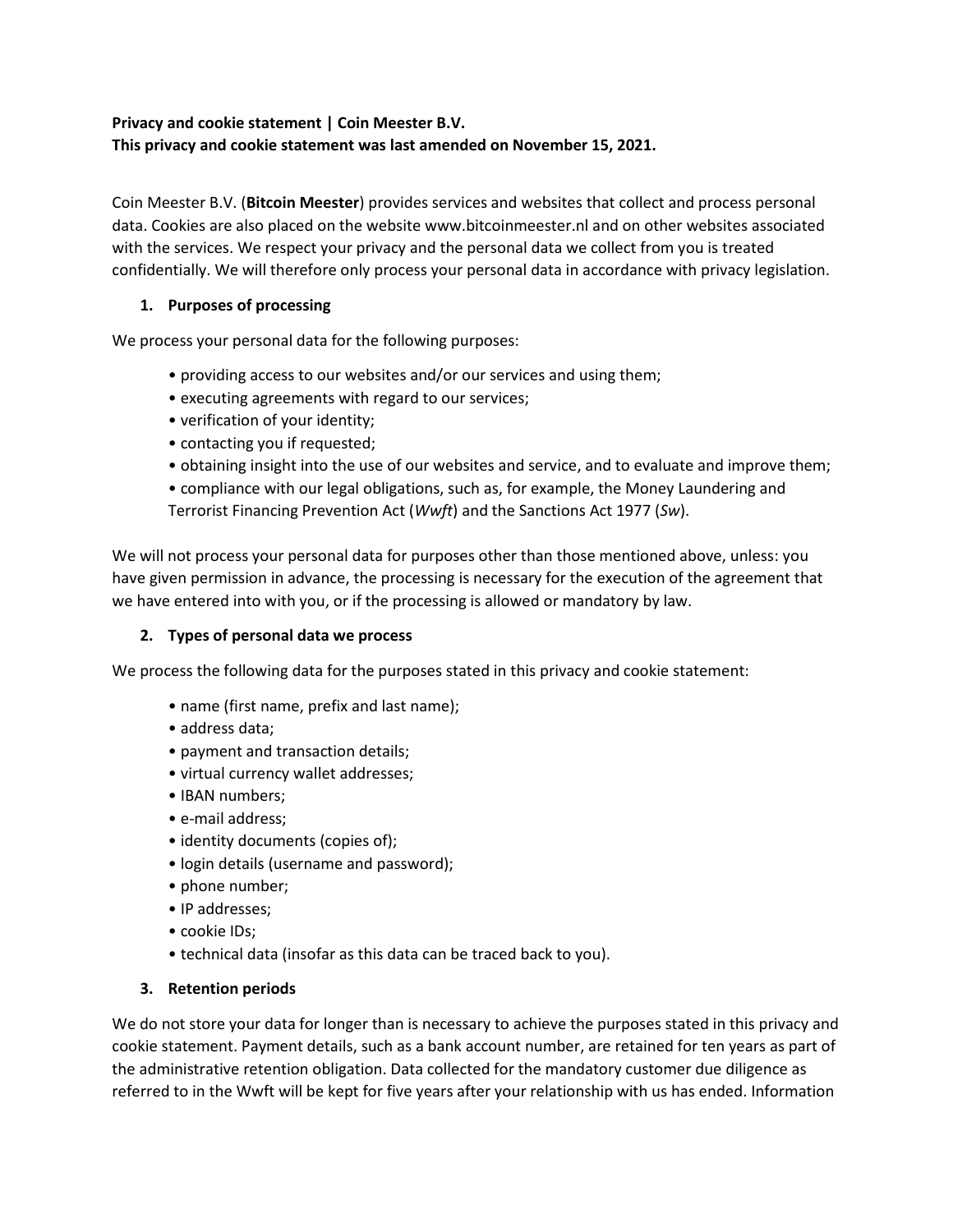**Privacy and cookie statement | Coin Meester B.V.**
**This privacy and cookie statement was last amended on November 15, 2021.**

Coin Meester B.V. (**Bitcoin Meester**) provides services and websites that collect and process personal data. Cookies are also placed on the website www.bitcoinmeester.nl and on other websites associated with the services. We respect your privacy and the personal data we collect from you is treated confidentially. We will therefore only process your personal data in accordance with privacy legislation.

## 1. Purposes of processing

We process your personal data for the following purposes:

- providing access to our websites and/or our services and using them;
- executing agreements with regard to our services;
- verification of your identity;
- contacting you if requested;
- obtaining insight into the use of our websites and service, and to evaluate and improve them;
- compliance with our legal obligations, such as, for example, the Money Laundering and Terrorist Financing Prevention Act (*Wwft*) and the Sanctions Act 1977 (*Sw*).

We will not process your personal data for purposes other than those mentioned above, unless: you have given permission in advance, the processing is necessary for the execution of the agreement that we have entered into with you, or if the processing is allowed or mandatory by law.

## 2. Types of personal data we process

We process the following data for the purposes stated in this privacy and cookie statement:

- name (first name, prefix and last name);
- address data;
- payment and transaction details;
- virtual currency wallet addresses;
- IBAN numbers;
- e-mail address;
- identity documents (copies of);
- login details (username and password);
- phone number;
- IP addresses;
- cookie IDs;
- technical data (insofar as this data can be traced back to you).

## 3. Retention periods

We do not store your data for longer than is necessary to achieve the purposes stated in this privacy and cookie statement. Payment details, such as a bank account number, are retained for ten years as part of the administrative retention obligation. Data collected for the mandatory customer due diligence as referred to in the Wwft will be kept for five years after your relationship with us has ended. Information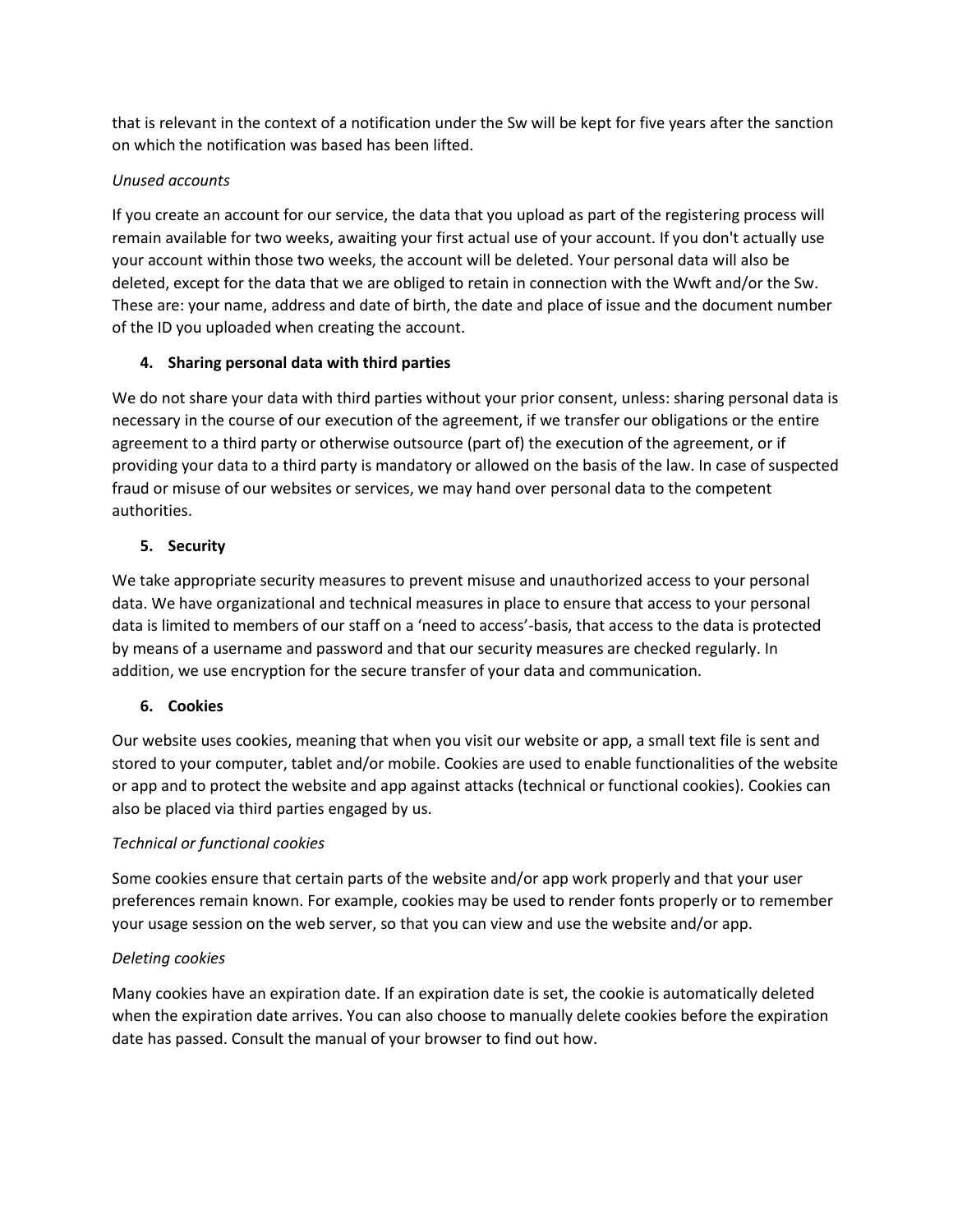that is relevant in the context of a notification under the Sw will be kept for five years after the sanction on which the notification was based has been lifted.

*Unused accounts*

If you create an account for our service, the data that you upload as part of the registering process will remain available for two weeks, awaiting your first actual use of your account. If you don't actually use your account within those two weeks, the account will be deleted. Your personal data will also be deleted, except for the data that we are obliged to retain in connection with the Wwft and/or the Sw. These are: your name, address and date of birth, the date and place of issue and the document number of the ID you uploaded when creating the account.

## 4. Sharing personal data with third parties

We do not share your data with third parties without your prior consent, unless: sharing personal data is necessary in the course of our execution of the agreement, if we transfer our obligations or the entire agreement to a third party or otherwise outsource (part of) the execution of the agreement, or if providing your data to a third party is mandatory or allowed on the basis of the law. In case of suspected fraud or misuse of our websites or services, we may hand over personal data to the competent authorities.

## 5. Security

We take appropriate security measures to prevent misuse and unauthorized access to your personal data. We have organizational and technical measures in place to ensure that access to your personal data is limited to members of our staff on a 'need to access'-basis, that access to the data is protected by means of a username and password and that our security measures are checked regularly. In addition, we use encryption for the secure transfer of your data and communication.

## 6. Cookies

Our website uses cookies, meaning that when you visit our website or app, a small text file is sent and stored to your computer, tablet and/or mobile. Cookies are used to enable functionalities of the website or app and to protect the website and app against attacks (technical or functional cookies). Cookies can also be placed via third parties engaged by us.

*Technical or functional cookies*

Some cookies ensure that certain parts of the website and/or app work properly and that your user preferences remain known. For example, cookies may be used to render fonts properly or to remember your usage session on the web server, so that you can view and use the website and/or app.

*Deleting cookies*

Many cookies have an expiration date. If an expiration date is set, the cookie is automatically deleted when the expiration date arrives. You can also choose to manually delete cookies before the expiration date has passed. Consult the manual of your browser to find out how.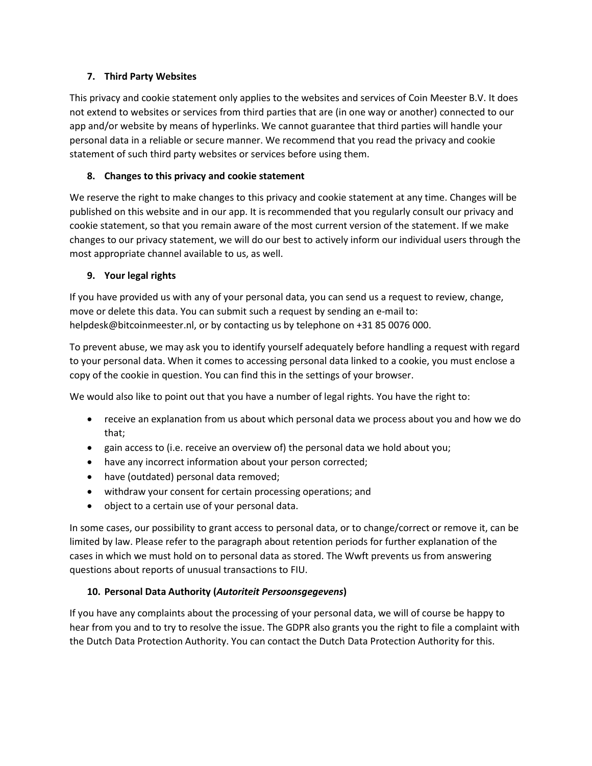## 7. Third Party Websites

This privacy and cookie statement only applies to the websites and services of Coin Meester B.V. It does not extend to websites or services from third parties that are (in one way or another) connected to our app and/or website by means of hyperlinks. We cannot guarantee that third parties will handle your personal data in a reliable or secure manner. We recommend that you read the privacy and cookie statement of such third party websites or services before using them.

## 8. Changes to this privacy and cookie statement

We reserve the right to make changes to this privacy and cookie statement at any time. Changes will be published on this website and in our app. It is recommended that you regularly consult our privacy and cookie statement, so that you remain aware of the most current version of the statement. If we make changes to our privacy statement, we will do our best to actively inform our individual users through the most appropriate channel available to us, as well.

## 9. Your legal rights

If you have provided us with any of your personal data, you can send us a request to review, change, move or delete this data. You can submit such a request by sending an e-mail to: helpdesk@bitcoinmeester.nl, or by contacting us by telephone on +31 85 0076 000.

To prevent abuse, we may ask you to identify yourself adequately before handling a request with regard to your personal data. When it comes to accessing personal data linked to a cookie, you must enclose a copy of the cookie in question. You can find this in the settings of your browser.

We would also like to point out that you have a number of legal rights. You have the right to:

- receive an explanation from us about which personal data we process about you and how we do that;
- gain access to (i.e. receive an overview of) the personal data we hold about you;
- have any incorrect information about your person corrected;
- have (outdated) personal data removed;
- withdraw your consent for certain processing operations; and
- object to a certain use of your personal data.

In some cases, our possibility to grant access to personal data, or to change/correct or remove it, can be limited by law. Please refer to the paragraph about retention periods for further explanation of the cases in which we must hold on to personal data as stored. The Wwft prevents us from answering questions about reports of unusual transactions to FIU.

## 10. Personal Data Authority (*Autoriteit Persoonsgegevens*)

If you have any complaints about the processing of your personal data, we will of course be happy to hear from you and to try to resolve the issue. The GDPR also grants you the right to file a complaint with the Dutch Data Protection Authority. You can contact the Dutch Data Protection Authority for this.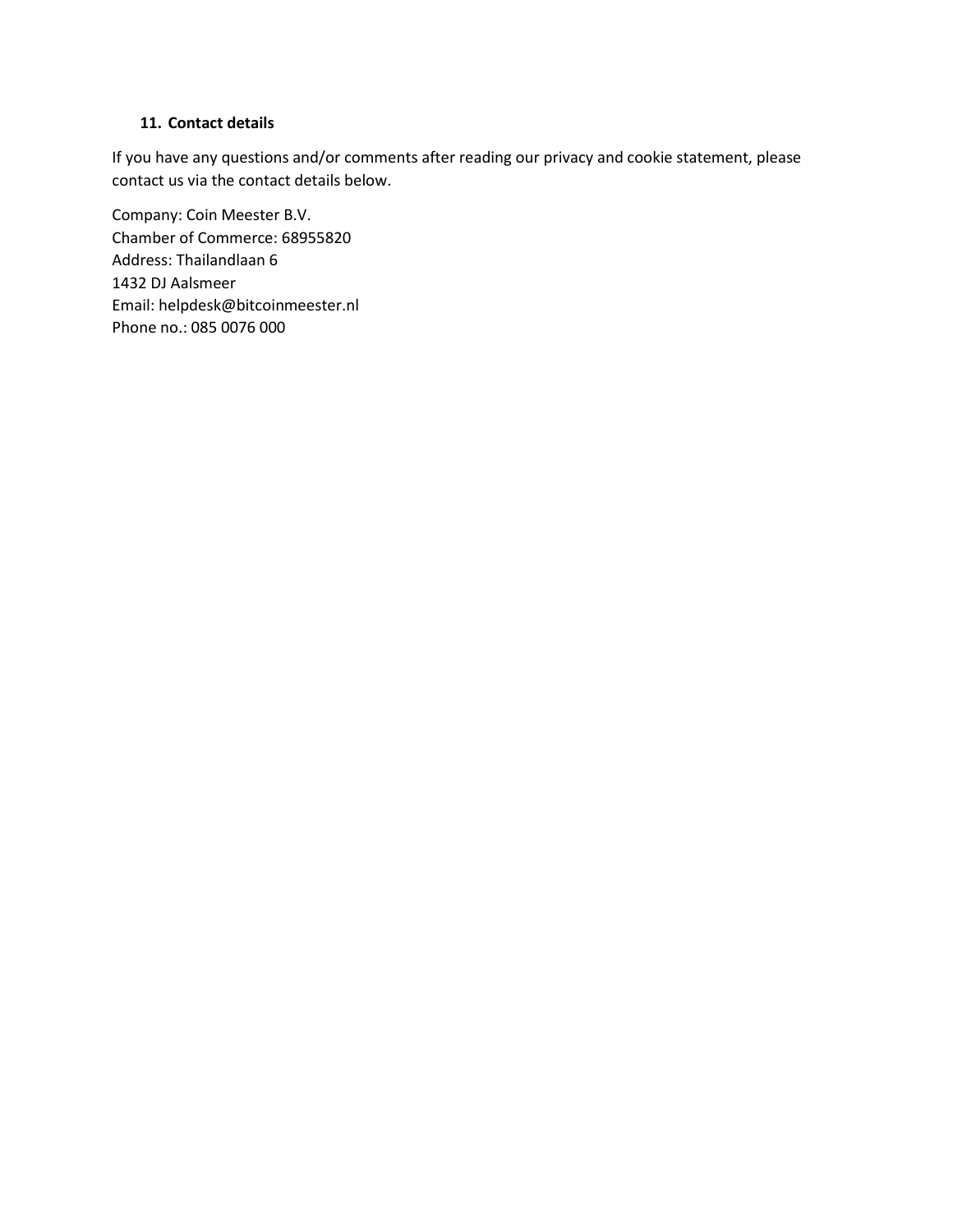## 11. Contact details

If you have any questions and/or comments after reading our privacy and cookie statement, please contact us via the contact details below.

Company: Coin Meester B.V.
Chamber of Commerce: 68955820
Address: Thailandlaan 6
1432 DJ Aalsmeer
Email: helpdesk@bitcoinmeester.nl
Phone no.: 085 0076 000